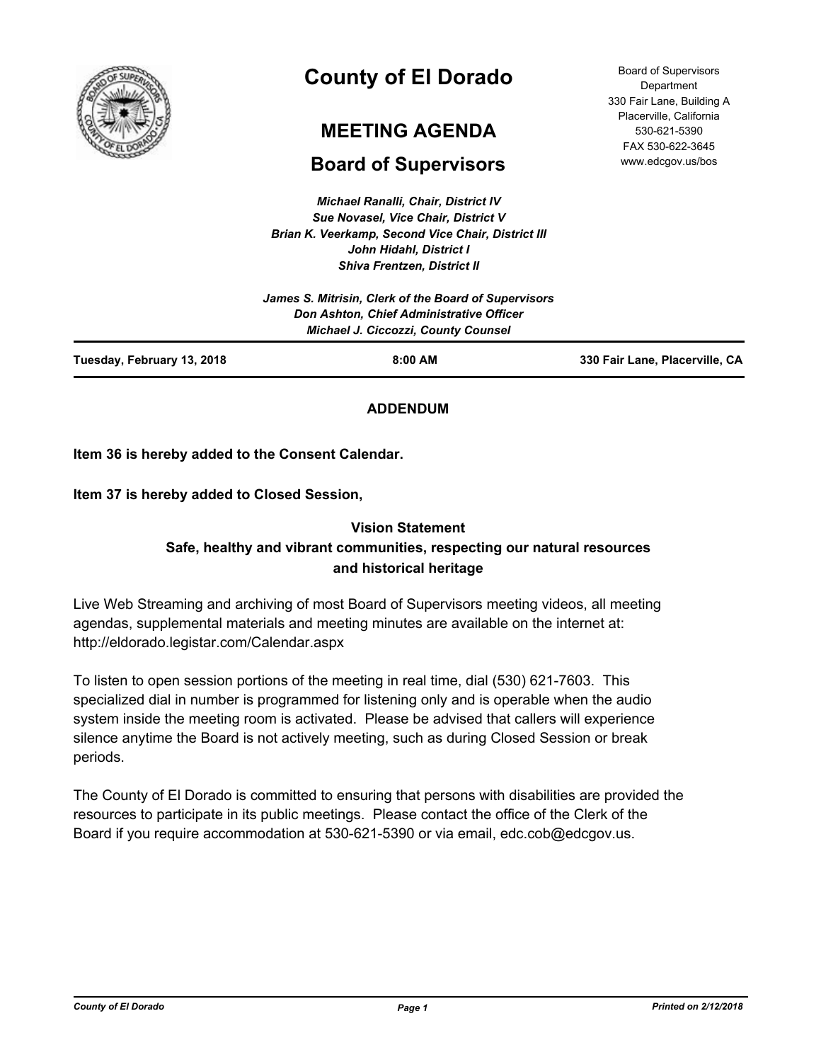# County of El Dorado

## MEETING AGENDA

## Board of Supervisors

Board of Supervisors Department
330 Fair Lane, Building A
Placerville, California
530-621-5390
FAX 530-622-3645
www.edcgov.us/bos

*Michael Ranalli, Chair, District IV*
*Sue Novasel, Vice Chair, District V*
*Brian K. Veerkamp, Second Vice Chair, District III*
*John Hidahl, District I*
*Shiva Frentzen, District II*

*James S. Mitrisin, Clerk of the Board of Supervisors*
*Don Ashton, Chief Administrative Officer*
*Michael J. Ciccozzi, County Counsel*

**Tuesday, February 13, 2018** | **8:00 AM** | **330 Fair Lane, Placerville, CA**

---

**ADDENDUM**

**Item 36 is hereby added to the Consent Calendar.**

**Item 37 is hereby added to Closed Session,**

**Vision Statement**
**Safe, healthy and vibrant communities, respecting our natural resources and historical heritage**

Live Web Streaming and archiving of most Board of Supervisors meeting videos, all meeting agendas, supplemental materials and meeting minutes are available on the internet at: http://eldorado.legistar.com/Calendar.aspx

To listen to open session portions of the meeting in real time, dial (530) 621-7603. This specialized dial in number is programmed for listening only and is operable when the audio system inside the meeting room is activated. Please be advised that callers will experience silence anytime the Board is not actively meeting, such as during Closed Session or break periods.

The County of El Dorado is committed to ensuring that persons with disabilities are provided the resources to participate in its public meetings. Please contact the office of the Clerk of the Board if you require accommodation at 530-621-5390 or via email, edc.cob@edcgov.us.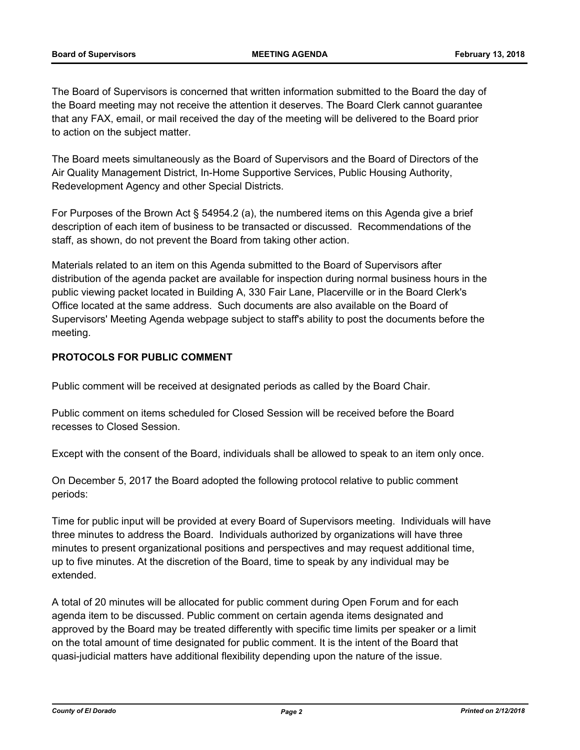The Board of Supervisors is concerned that written information submitted to the Board the day of the Board meeting may not receive the attention it deserves. The Board Clerk cannot guarantee that any FAX, email, or mail received the day of the meeting will be delivered to the Board prior to action on the subject matter.

The Board meets simultaneously as the Board of Supervisors and the Board of Directors of the Air Quality Management District, In-Home Supportive Services, Public Housing Authority, Redevelopment Agency and other Special Districts.

For Purposes of the Brown Act § 54954.2 (a), the numbered items on this Agenda give a brief description of each item of business to be transacted or discussed. Recommendations of the staff, as shown, do not prevent the Board from taking other action.

Materials related to an item on this Agenda submitted to the Board of Supervisors after distribution of the agenda packet are available for inspection during normal business hours in the public viewing packet located in Building A, 330 Fair Lane, Placerville or in the Board Clerk's Office located at the same address. Such documents are also available on the Board of Supervisors' Meeting Agenda webpage subject to staff's ability to post the documents before the meeting.

**PROTOCOLS FOR PUBLIC COMMENT**

Public comment will be received at designated periods as called by the Board Chair.

Public comment on items scheduled for Closed Session will be received before the Board recesses to Closed Session.

Except with the consent of the Board, individuals shall be allowed to speak to an item only once.

On December 5, 2017 the Board adopted the following protocol relative to public comment periods:

Time for public input will be provided at every Board of Supervisors meeting. Individuals will have three minutes to address the Board. Individuals authorized by organizations will have three minutes to present organizational positions and perspectives and may request additional time, up to five minutes. At the discretion of the Board, time to speak by any individual may be extended.

A total of 20 minutes will be allocated for public comment during Open Forum and for each agenda item to be discussed. Public comment on certain agenda items designated and approved by the Board may be treated differently with specific time limits per speaker or a limit on the total amount of time designated for public comment. It is the intent of the Board that quasi-judicial matters have additional flexibility depending upon the nature of the issue.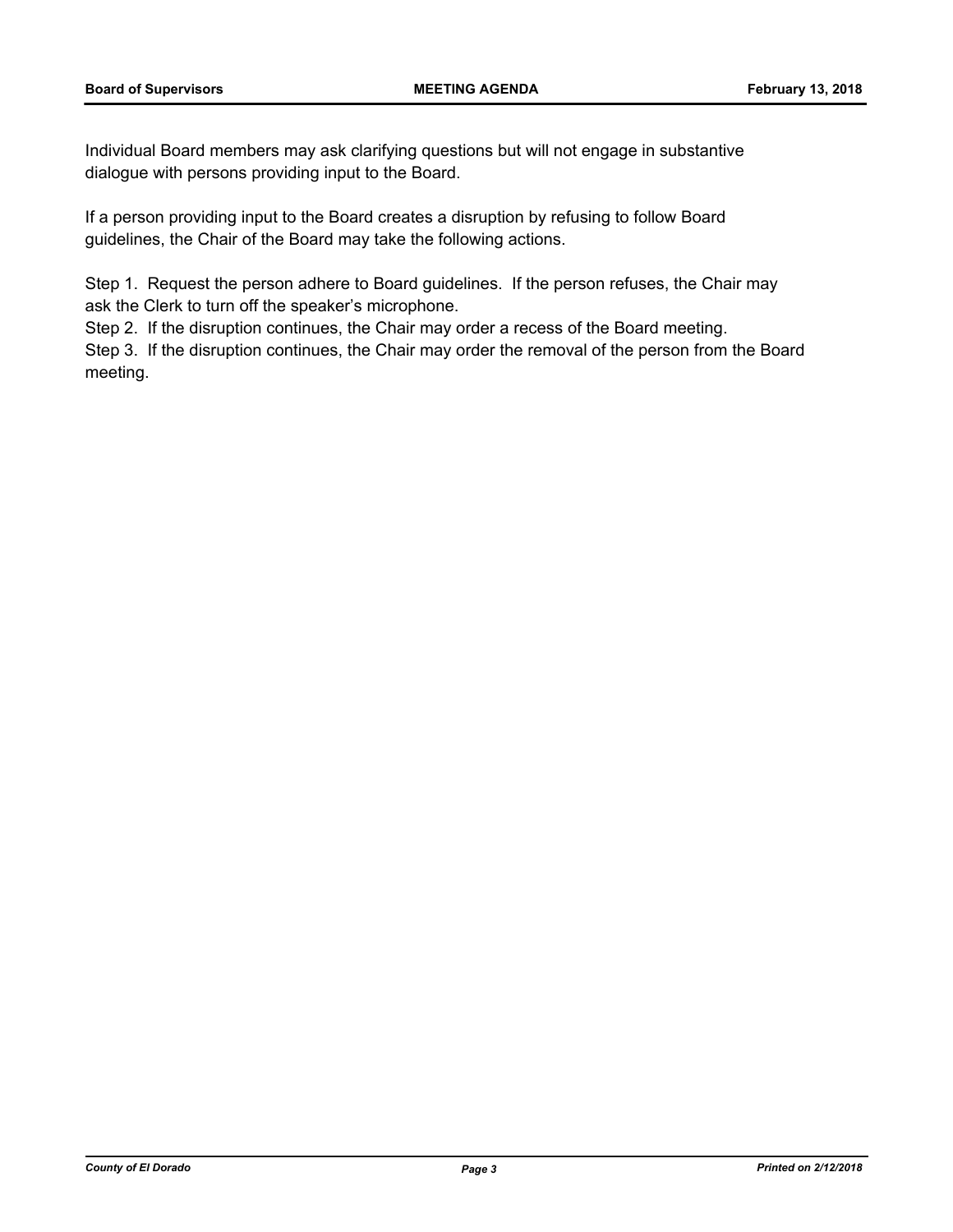Individual Board members may ask clarifying questions but will not engage in substantive dialogue with persons providing input to the Board.

If a person providing input to the Board creates a disruption by refusing to follow Board guidelines, the Chair of the Board may take the following actions.

Step 1. Request the person adhere to Board guidelines. If the person refuses, the Chair may ask the Clerk to turn off the speaker's microphone.

Step 2. If the disruption continues, the Chair may order a recess of the Board meeting.

Step 3. If the disruption continues, the Chair may order the removal of the person from the Board meeting.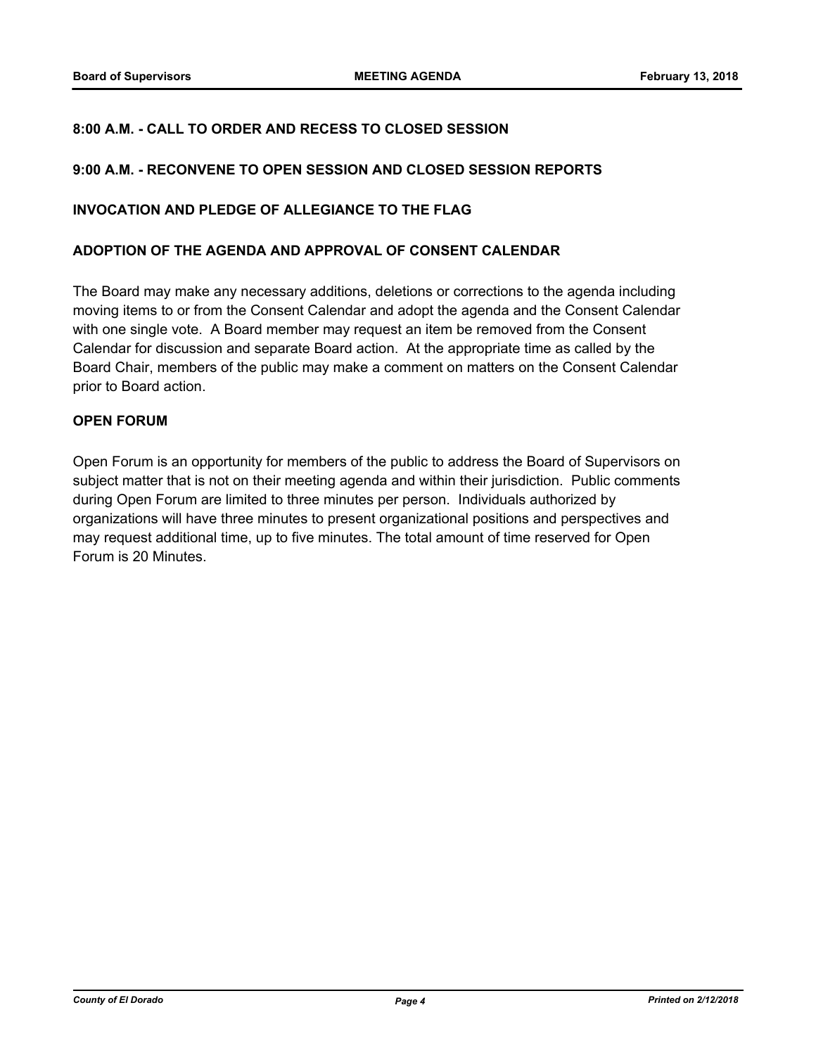**8:00 A.M. - CALL TO ORDER AND RECESS TO CLOSED SESSION**

**9:00 A.M. - RECONVENE TO OPEN SESSION AND CLOSED SESSION REPORTS**

**INVOCATION AND PLEDGE OF ALLEGIANCE TO THE FLAG**

**ADOPTION OF THE AGENDA AND APPROVAL OF CONSENT CALENDAR**

The Board may make any necessary additions, deletions or corrections to the agenda including moving items to or from the Consent Calendar and adopt the agenda and the Consent Calendar with one single vote. A Board member may request an item be removed from the Consent Calendar for discussion and separate Board action. At the appropriate time as called by the Board Chair, members of the public may make a comment on matters on the Consent Calendar prior to Board action.

**OPEN FORUM**

Open Forum is an opportunity for members of the public to address the Board of Supervisors on subject matter that is not on their meeting agenda and within their jurisdiction. Public comments during Open Forum are limited to three minutes per person. Individuals authorized by organizations will have three minutes to present organizational positions and perspectives and may request additional time, up to five minutes. The total amount of time reserved for Open Forum is 20 Minutes.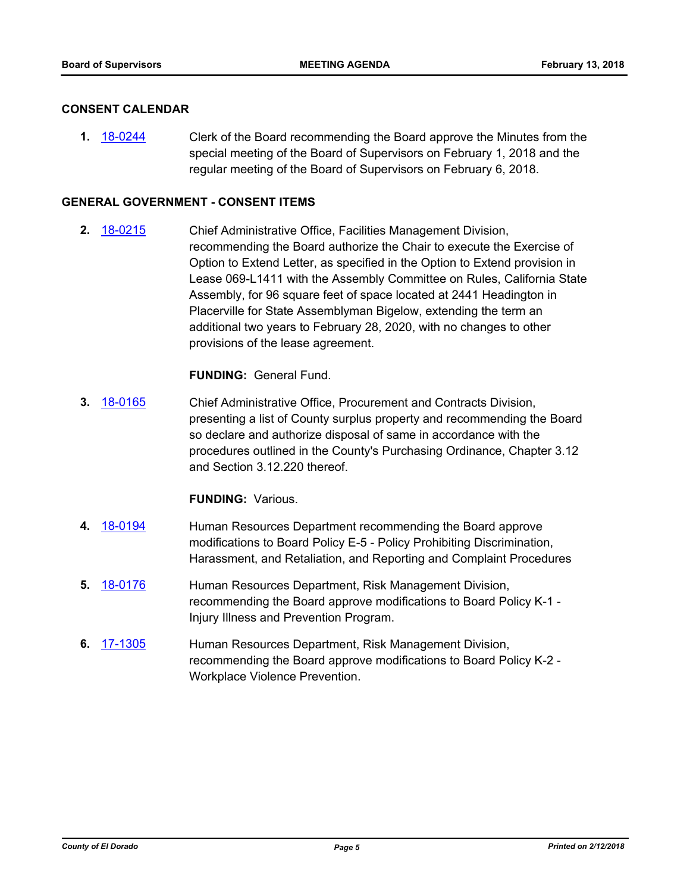## CONSENT CALENDAR

**1.** 18-0244 Clerk of the Board recommending the Board approve the Minutes from the special meeting of the Board of Supervisors on February 1, 2018 and the regular meeting of the Board of Supervisors on February 6, 2018.

## GENERAL GOVERNMENT - CONSENT ITEMS

**2.** 18-0215 Chief Administrative Office, Facilities Management Division, recommending the Board authorize the Chair to execute the Exercise of Option to Extend Letter, as specified in the Option to Extend provision in Lease 069-L1411 with the Assembly Committee on Rules, California State Assembly, for 96 square feet of space located at 2441 Headington in Placerville for State Assemblyman Bigelow, extending the term an additional two years to February 28, 2020, with no changes to other provisions of the lease agreement.

**FUNDING:** General Fund.

**3.** 18-0165 Chief Administrative Office, Procurement and Contracts Division, presenting a list of County surplus property and recommending the Board so declare and authorize disposal of same in accordance with the procedures outlined in the County's Purchasing Ordinance, Chapter 3.12 and Section 3.12.220 thereof.

**FUNDING:** Various.

**4.** 18-0194 Human Resources Department recommending the Board approve modifications to Board Policy E-5 - Policy Prohibiting Discrimination, Harassment, and Retaliation, and Reporting and Complaint Procedures

**5.** 18-0176 Human Resources Department, Risk Management Division, recommending the Board approve modifications to Board Policy K-1 - Injury Illness and Prevention Program.

**6.** 17-1305 Human Resources Department, Risk Management Division, recommending the Board approve modifications to Board Policy K-2 - Workplace Violence Prevention.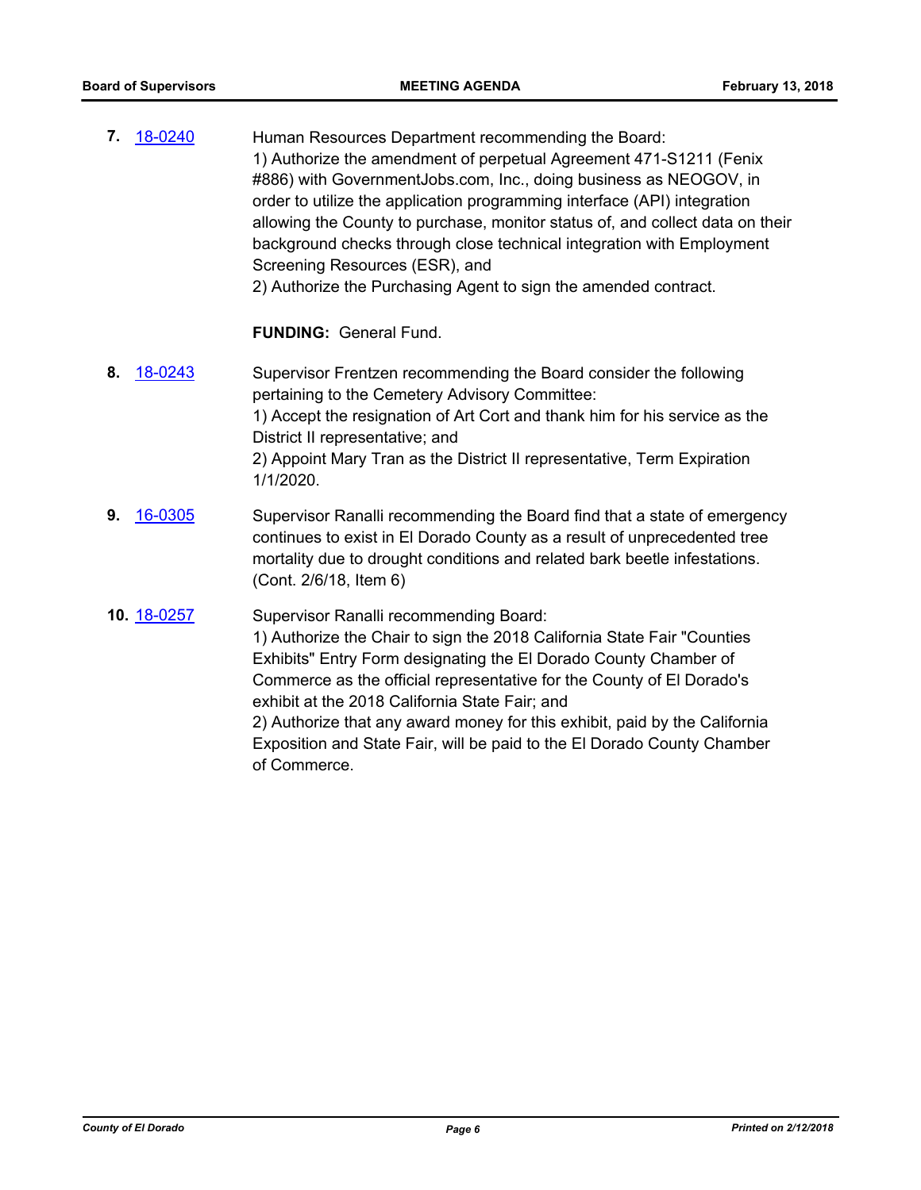**7.** 18-0240

Human Resources Department recommending the Board:
1) Authorize the amendment of perpetual Agreement 471-S1211 (Fenix #886) with GovernmentJobs.com, Inc., doing business as NEOGOV, in order to utilize the application programming interface (API) integration allowing the County to purchase, monitor status of, and collect data on their background checks through close technical integration with Employment Screening Resources (ESR), and
2) Authorize the Purchasing Agent to sign the amended contract.

**FUNDING:** General Fund.

**8.** 18-0243

Supervisor Frentzen recommending the Board consider the following pertaining to the Cemetery Advisory Committee:
1) Accept the resignation of Art Cort and thank him for his service as the District II representative; and
2) Appoint Mary Tran as the District II representative, Term Expiration 1/1/2020.

**9.** 16-0305

Supervisor Ranalli recommending the Board find that a state of emergency continues to exist in El Dorado County as a result of unprecedented tree mortality due to drought conditions and related bark beetle infestations. (Cont. 2/6/18, Item 6)

**10.** 18-0257

Supervisor Ranalli recommending Board:
1) Authorize the Chair to sign the 2018 California State Fair "Counties Exhibits" Entry Form designating the El Dorado County Chamber of Commerce as the official representative for the County of El Dorado's exhibit at the 2018 California State Fair; and
2) Authorize that any award money for this exhibit, paid by the California Exposition and State Fair, will be paid to the El Dorado County Chamber of Commerce.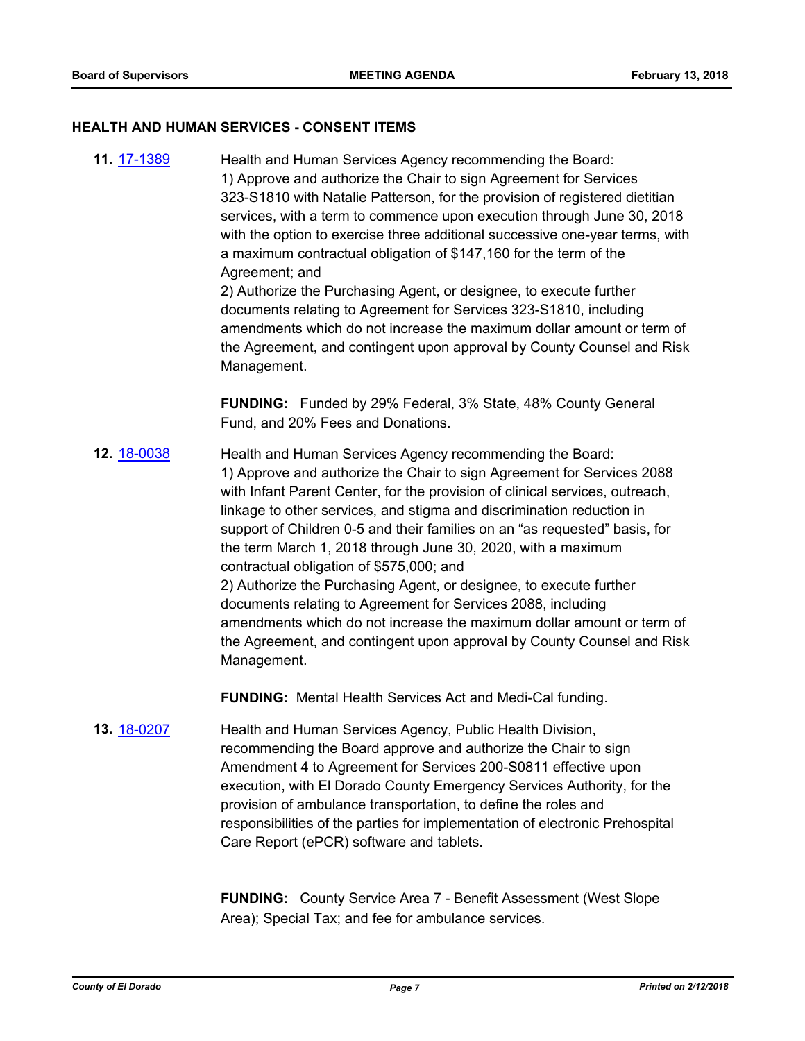## HEALTH AND HUMAN SERVICES - CONSENT ITEMS

**11.** 17-1389

Health and Human Services Agency recommending the Board:
1) Approve and authorize the Chair to sign Agreement for Services 323-S1810 with Natalie Patterson, for the provision of registered dietitian services, with a term to commence upon execution through June 30, 2018 with the option to exercise three additional successive one-year terms, with a maximum contractual obligation of $147,160 for the term of the Agreement; and
2) Authorize the Purchasing Agent, or designee, to execute further documents relating to Agreement for Services 323-S1810, including amendments which do not increase the maximum dollar amount or term of the Agreement, and contingent upon approval by County Counsel and Risk Management.

**FUNDING:** Funded by 29% Federal, 3% State, 48% County General Fund, and 20% Fees and Donations.

**12.** 18-0038

Health and Human Services Agency recommending the Board:
1) Approve and authorize the Chair to sign Agreement for Services 2088 with Infant Parent Center, for the provision of clinical services, outreach, linkage to other services, and stigma and discrimination reduction in support of Children 0-5 and their families on an "as requested" basis, for the term March 1, 2018 through June 30, 2020, with a maximum contractual obligation of $575,000; and
2) Authorize the Purchasing Agent, or designee, to execute further documents relating to Agreement for Services 2088, including amendments which do not increase the maximum dollar amount or term of the Agreement, and contingent upon approval by County Counsel and Risk Management.

**FUNDING:** Mental Health Services Act and Medi-Cal funding.

**13.** 18-0207

Health and Human Services Agency, Public Health Division, recommending the Board approve and authorize the Chair to sign Amendment 4 to Agreement for Services 200-S0811 effective upon execution, with El Dorado County Emergency Services Authority, for the provision of ambulance transportation, to define the roles and responsibilities of the parties for implementation of electronic Prehospital Care Report (ePCR) software and tablets.

**FUNDING:** County Service Area 7 - Benefit Assessment (West Slope Area); Special Tax; and fee for ambulance services.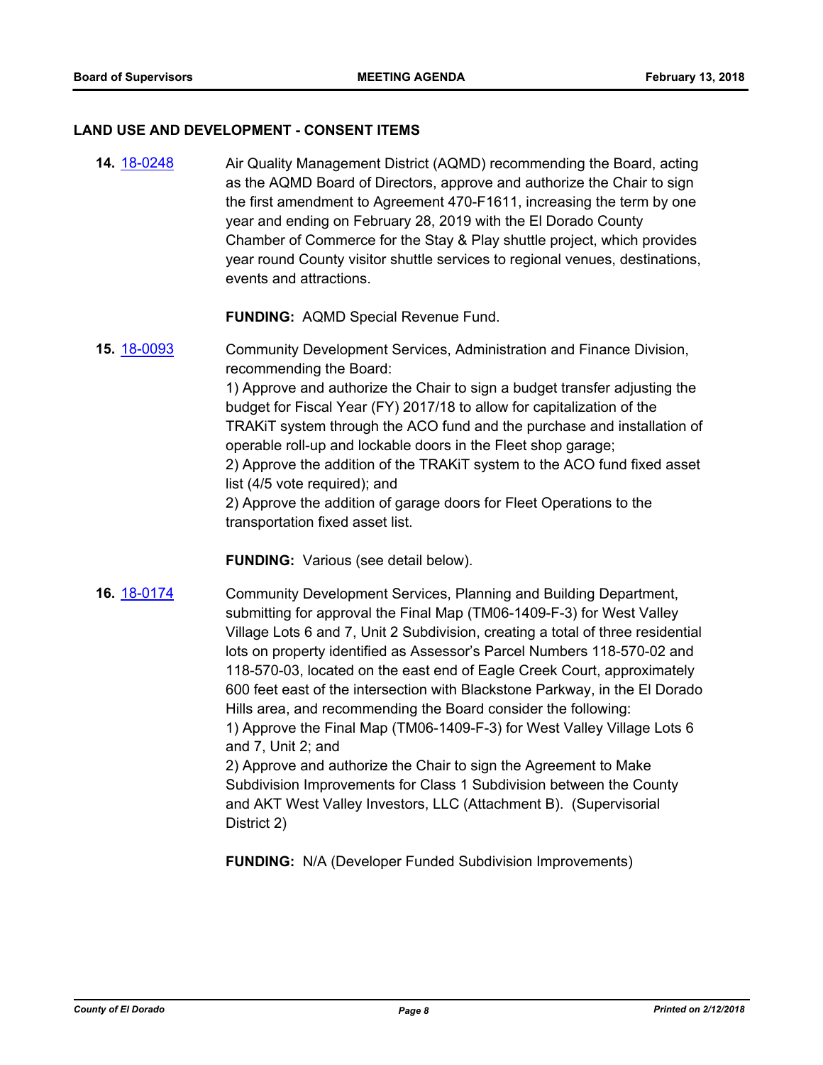## LAND USE AND DEVELOPMENT - CONSENT ITEMS

**14.** [18-0248](18-0248) Air Quality Management District (AQMD) recommending the Board, acting as the AQMD Board of Directors, approve and authorize the Chair to sign the first amendment to Agreement 470-F1611, increasing the term by one year and ending on February 28, 2019 with the El Dorado County Chamber of Commerce for the Stay & Play shuttle project, which provides year round County visitor shuttle services to regional venues, destinations, events and attractions.

**FUNDING:** AQMD Special Revenue Fund.

**15.** [18-0093](18-0093) Community Development Services, Administration and Finance Division, recommending the Board:
1) Approve and authorize the Chair to sign a budget transfer adjusting the budget for Fiscal Year (FY) 2017/18 to allow for capitalization of the TRAKiT system through the ACO fund and the purchase and installation of operable roll-up and lockable doors in the Fleet shop garage;
2) Approve the addition of the TRAKiT system to the ACO fund fixed asset list (4/5 vote required); and
2) Approve the addition of garage doors for Fleet Operations to the transportation fixed asset list.

**FUNDING:** Various (see detail below).

**16.** [18-0174](18-0174) Community Development Services, Planning and Building Department, submitting for approval the Final Map (TM06-1409-F-3) for West Valley Village Lots 6 and 7, Unit 2 Subdivision, creating a total of three residential lots on property identified as Assessor's Parcel Numbers 118-570-02 and 118-570-03, located on the east end of Eagle Creek Court, approximately 600 feet east of the intersection with Blackstone Parkway, in the El Dorado Hills area, and recommending the Board consider the following:
1) Approve the Final Map (TM06-1409-F-3) for West Valley Village Lots 6 and 7, Unit 2; and
2) Approve and authorize the Chair to sign the Agreement to Make Subdivision Improvements for Class 1 Subdivision between the County and AKT West Valley Investors, LLC (Attachment B). (Supervisorial District 2)

**FUNDING:** N/A (Developer Funded Subdivision Improvements)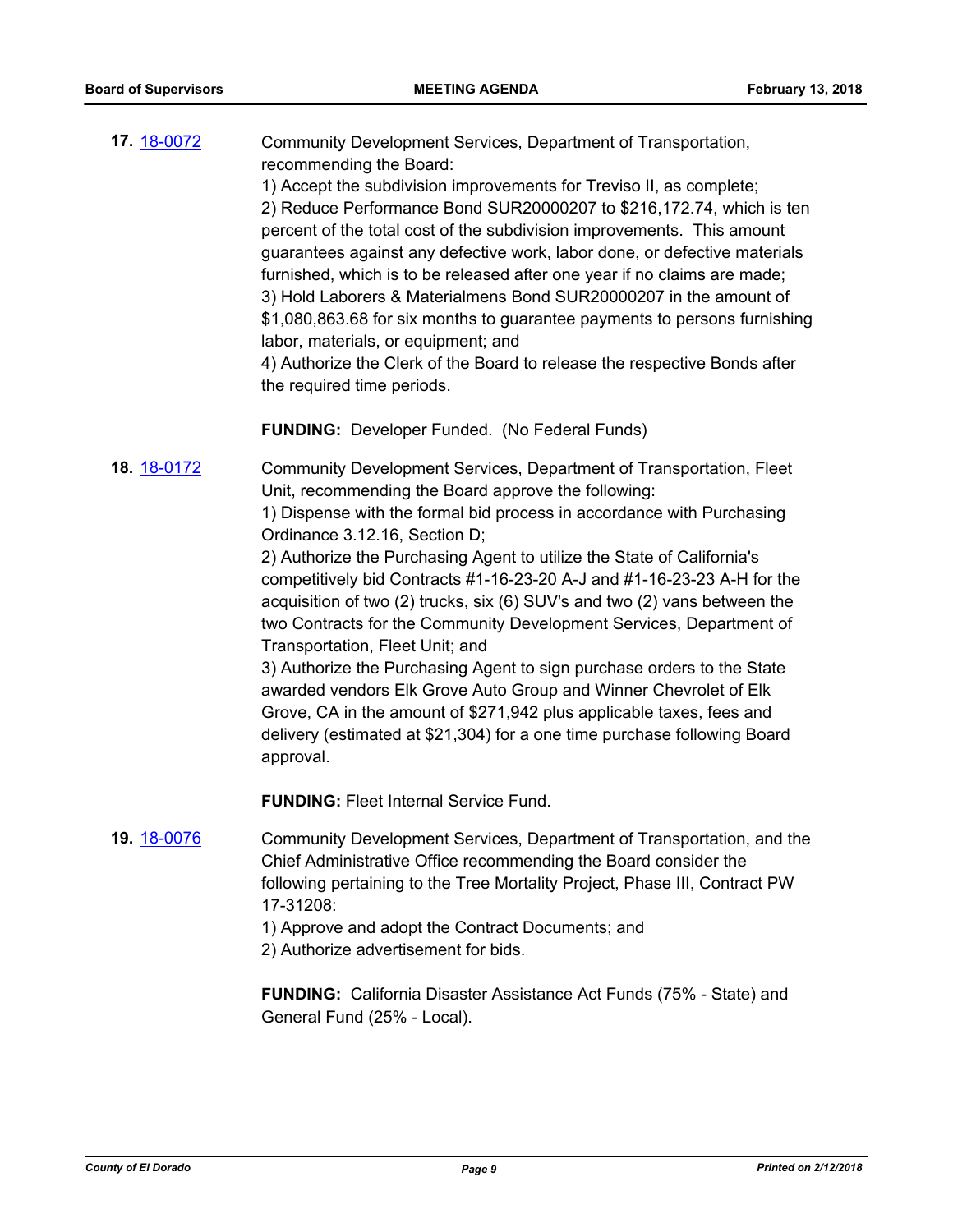**17.** 18-0072

Community Development Services, Department of Transportation, recommending the Board:
1) Accept the subdivision improvements for Treviso II, as complete;
2) Reduce Performance Bond SUR20000207 to $216,172.74, which is ten percent of the total cost of the subdivision improvements. This amount guarantees against any defective work, labor done, or defective materials furnished, which is to be released after one year if no claims are made;
3) Hold Laborers & Materialmens Bond SUR20000207 in the amount of $1,080,863.68 for six months to guarantee payments to persons furnishing labor, materials, or equipment; and
4) Authorize the Clerk of the Board to release the respective Bonds after the required time periods.

**FUNDING:** Developer Funded. (No Federal Funds)

**18.** 18-0172

Community Development Services, Department of Transportation, Fleet Unit, recommending the Board approve the following:
1) Dispense with the formal bid process in accordance with Purchasing Ordinance 3.12.16, Section D;
2) Authorize the Purchasing Agent to utilize the State of California's competitively bid Contracts #1-16-23-20 A-J and #1-16-23-23 A-H for the acquisition of two (2) trucks, six (6) SUV's and two (2) vans between the two Contracts for the Community Development Services, Department of Transportation, Fleet Unit; and
3) Authorize the Purchasing Agent to sign purchase orders to the State awarded vendors Elk Grove Auto Group and Winner Chevrolet of Elk Grove, CA in the amount of $271,942 plus applicable taxes, fees and delivery (estimated at $21,304) for a one time purchase following Board approval.

**FUNDING:** Fleet Internal Service Fund.

**19.** 18-0076

Community Development Services, Department of Transportation, and the Chief Administrative Office recommending the Board consider the following pertaining to the Tree Mortality Project, Phase III, Contract PW 17-31208:
1) Approve and adopt the Contract Documents; and
2) Authorize advertisement for bids.

**FUNDING:** California Disaster Assistance Act Funds (75% - State) and General Fund (25% - Local).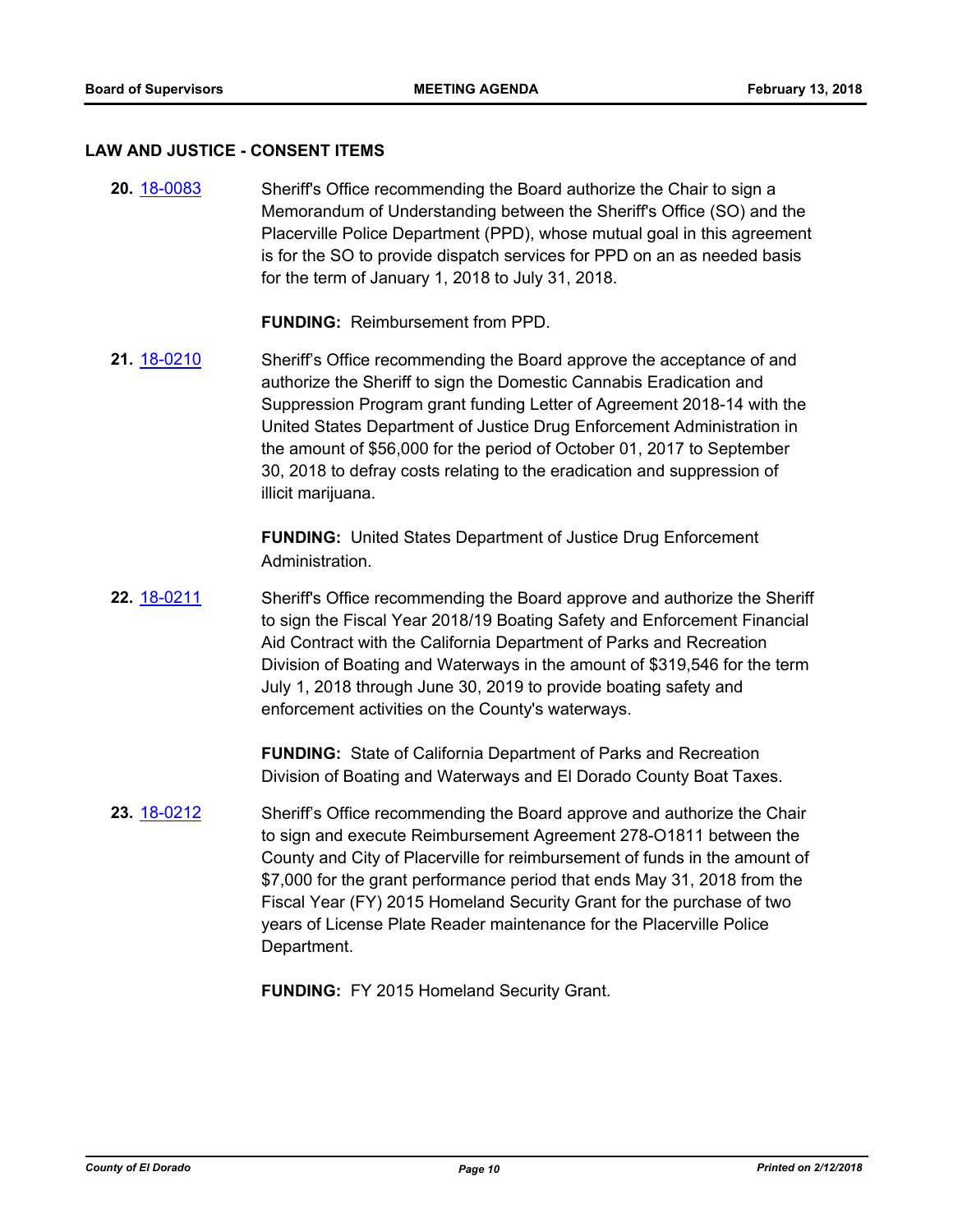## LAW AND JUSTICE - CONSENT ITEMS

**20.** [18-0083](18-0083) Sheriff's Office recommending the Board authorize the Chair to sign a Memorandum of Understanding between the Sheriff's Office (SO) and the Placerville Police Department (PPD), whose mutual goal in this agreement is for the SO to provide dispatch services for PPD on an as needed basis for the term of January 1, 2018 to July 31, 2018.

**FUNDING:** Reimbursement from PPD.

**21.** [18-0210](18-0210) Sheriff's Office recommending the Board approve the acceptance of and authorize the Sheriff to sign the Domestic Cannabis Eradication and Suppression Program grant funding Letter of Agreement 2018-14 with the United States Department of Justice Drug Enforcement Administration in the amount of $56,000 for the period of October 01, 2017 to September 30, 2018 to defray costs relating to the eradication and suppression of illicit marijuana.

**FUNDING:** United States Department of Justice Drug Enforcement Administration.

**22.** [18-0211](18-0211) Sheriff's Office recommending the Board approve and authorize the Sheriff to sign the Fiscal Year 2018/19 Boating Safety and Enforcement Financial Aid Contract with the California Department of Parks and Recreation Division of Boating and Waterways in the amount of $319,546 for the term July 1, 2018 through June 30, 2019 to provide boating safety and enforcement activities on the County's waterways.

**FUNDING:** State of California Department of Parks and Recreation Division of Boating and Waterways and El Dorado County Boat Taxes.

**23.** [18-0212](18-0212) Sheriff's Office recommending the Board approve and authorize the Chair to sign and execute Reimbursement Agreement 278-O1811 between the County and City of Placerville for reimbursement of funds in the amount of $7,000 for the grant performance period that ends May 31, 2018 from the Fiscal Year (FY) 2015 Homeland Security Grant for the purchase of two years of License Plate Reader maintenance for the Placerville Police Department.

**FUNDING:** FY 2015 Homeland Security Grant.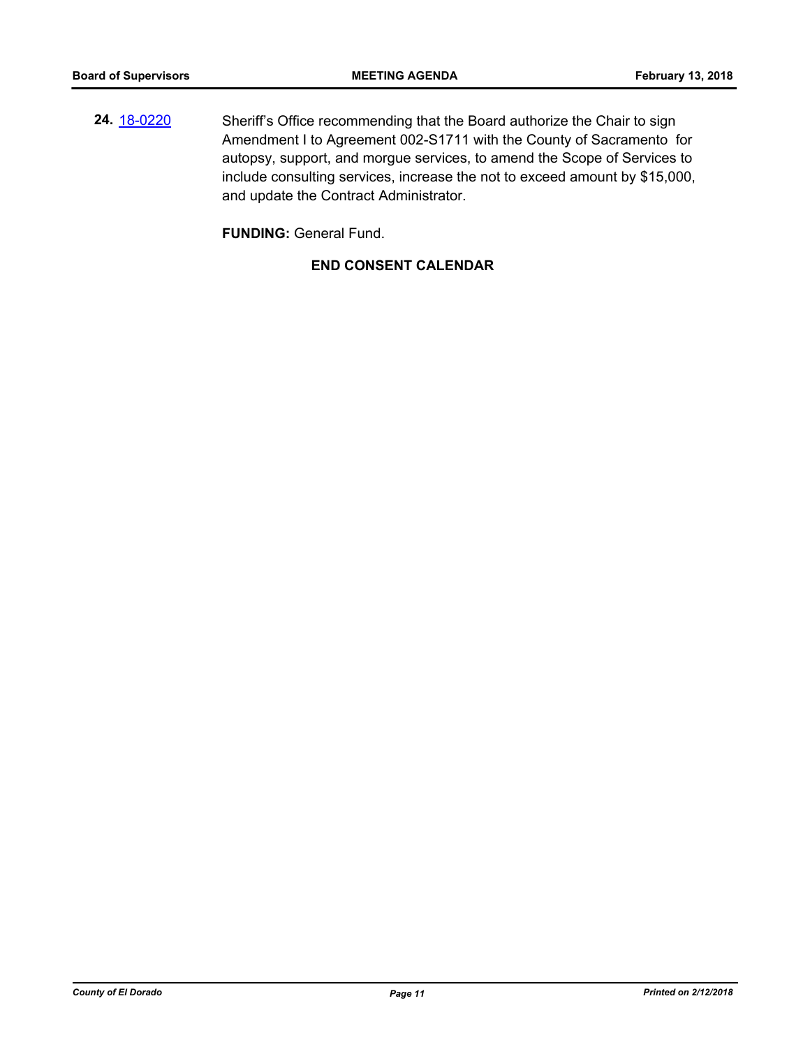**24.** [18-0220](18-0220) Sheriff's Office recommending that the Board authorize the Chair to sign Amendment I to Agreement 002-S1711 with the County of Sacramento for autopsy, support, and morgue services, to amend the Scope of Services to include consulting services, increase the not to exceed amount by $15,000, and update the Contract Administrator.

**FUNDING:** General Fund.

**END CONSENT CALENDAR**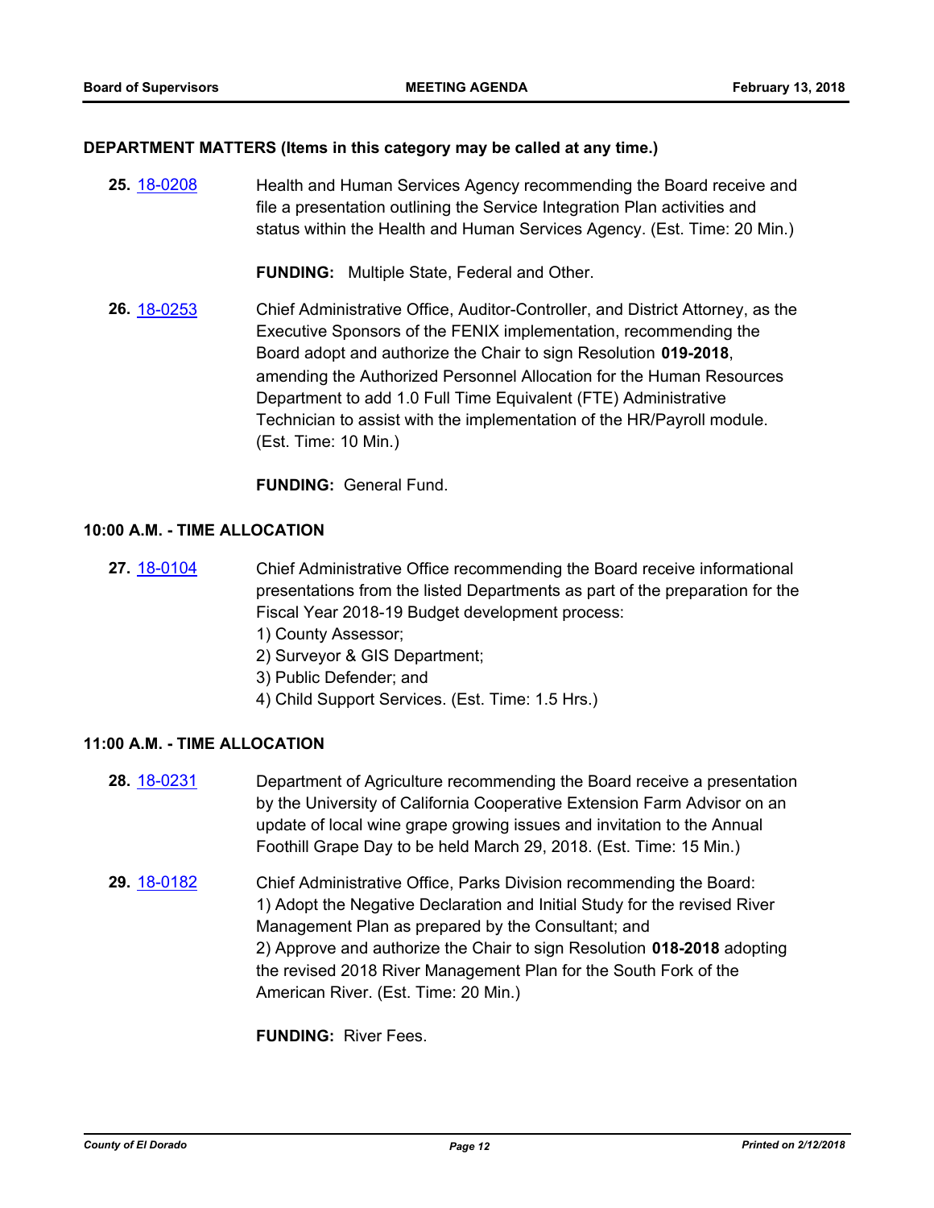### DEPARTMENT MATTERS (Items in this category may be called at any time.)

**25.** [18-0208](18-0208) Health and Human Services Agency recommending the Board receive and file a presentation outlining the Service Integration Plan activities and status within the Health and Human Services Agency. (Est. Time: 20 Min.)

**FUNDING:** Multiple State, Federal and Other.

**26.** [18-0253](18-0253) Chief Administrative Office, Auditor-Controller, and District Attorney, as the Executive Sponsors of the FENIX implementation, recommending the Board adopt and authorize the Chair to sign Resolution **019-2018**, amending the Authorized Personnel Allocation for the Human Resources Department to add 1.0 Full Time Equivalent (FTE) Administrative Technician to assist with the implementation of the HR/Payroll module. (Est. Time: 10 Min.)

**FUNDING:** General Fund.

### 10:00 A.M. - TIME ALLOCATION

**27.** [18-0104](18-0104) Chief Administrative Office recommending the Board receive informational presentations from the listed Departments as part of the preparation for the Fiscal Year 2018-19 Budget development process:
1) County Assessor;
2) Surveyor & GIS Department;
3) Public Defender; and
4) Child Support Services. (Est. Time: 1.5 Hrs.)

### 11:00 A.M. - TIME ALLOCATION

**28.** [18-0231](18-0231) Department of Agriculture recommending the Board receive a presentation by the University of California Cooperative Extension Farm Advisor on an update of local wine grape growing issues and invitation to the Annual Foothill Grape Day to be held March 29, 2018. (Est. Time: 15 Min.)

**29.** [18-0182](18-0182) Chief Administrative Office, Parks Division recommending the Board:
1) Adopt the Negative Declaration and Initial Study for the revised River Management Plan as prepared by the Consultant; and
2) Approve and authorize the Chair to sign Resolution **018-2018** adopting the revised 2018 River Management Plan for the South Fork of the American River. (Est. Time: 20 Min.)

**FUNDING:** River Fees.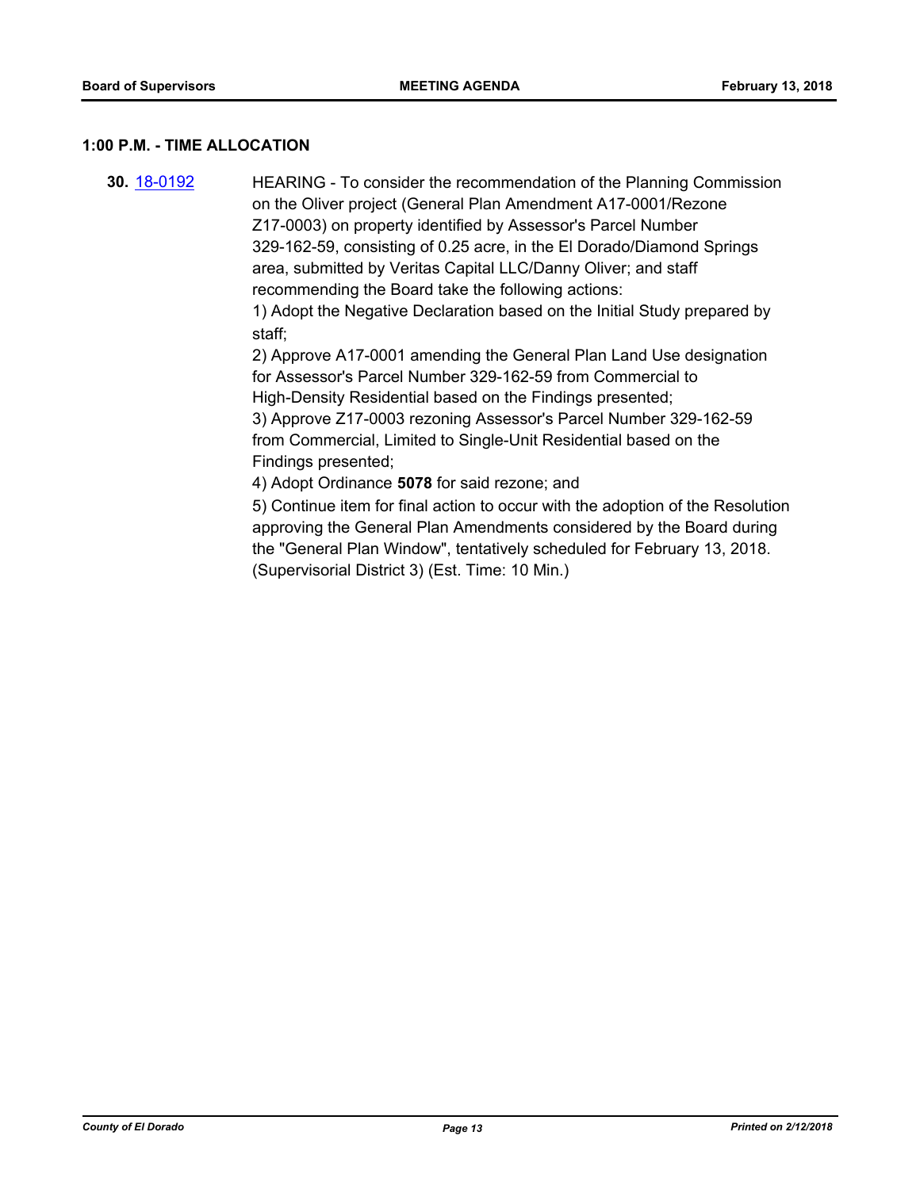## 1:00 P.M. - TIME ALLOCATION

**30.** 18-0192

HEARING - To consider the recommendation of the Planning Commission on the Oliver project (General Plan Amendment A17-0001/Rezone Z17-0003) on property identified by Assessor's Parcel Number 329-162-59, consisting of 0.25 acre, in the El Dorado/Diamond Springs area, submitted by Veritas Capital LLC/Danny Oliver; and staff recommending the Board take the following actions:

1) Adopt the Negative Declaration based on the Initial Study prepared by staff;

2) Approve A17-0001 amending the General Plan Land Use designation for Assessor's Parcel Number 329-162-59 from Commercial to High-Density Residential based on the Findings presented;

3) Approve Z17-0003 rezoning Assessor's Parcel Number 329-162-59 from Commercial, Limited to Single-Unit Residential based on the Findings presented;

4) Adopt Ordinance **5078** for said rezone; and

5) Continue item for final action to occur with the adoption of the Resolution approving the General Plan Amendments considered by the Board during the "General Plan Window", tentatively scheduled for February 13, 2018.

(Supervisorial District 3) (Est. Time: 10 Min.)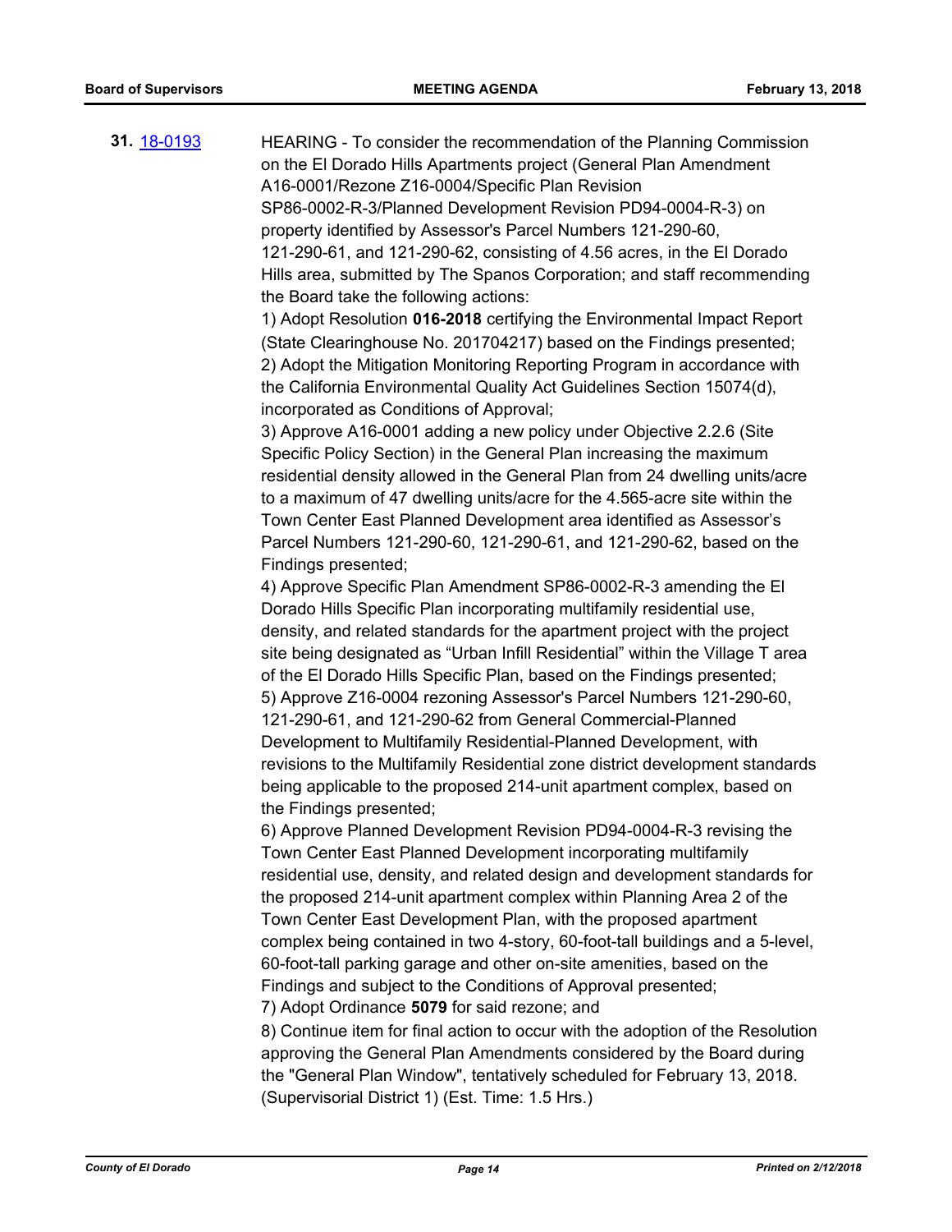**31.** [18-0193](18-0193)

HEARING - To consider the recommendation of the Planning Commission on the El Dorado Hills Apartments project (General Plan Amendment A16-0001/Rezone Z16-0004/Specific Plan Revision SP86-0002-R-3/Planned Development Revision PD94-0004-R-3) on property identified by Assessor's Parcel Numbers 121-290-60, 121-290-61, and 121-290-62, consisting of 4.56 acres, in the El Dorado Hills area, submitted by The Spanos Corporation; and staff recommending the Board take the following actions:

1) Adopt Resolution **016-2018** certifying the Environmental Impact Report (State Clearinghouse No. 201704217) based on the Findings presented;

2) Adopt the Mitigation Monitoring Reporting Program in accordance with the California Environmental Quality Act Guidelines Section 15074(d), incorporated as Conditions of Approval;

3) Approve A16-0001 adding a new policy under Objective 2.2.6 (Site Specific Policy Section) in the General Plan increasing the maximum residential density allowed in the General Plan from 24 dwelling units/acre to a maximum of 47 dwelling units/acre for the 4.565-acre site within the Town Center East Planned Development area identified as Assessor's Parcel Numbers 121-290-60, 121-290-61, and 121-290-62, based on the Findings presented;

4) Approve Specific Plan Amendment SP86-0002-R-3 amending the El Dorado Hills Specific Plan incorporating multifamily residential use, density, and related standards for the apartment project with the project site being designated as "Urban Infill Residential" within the Village T area of the El Dorado Hills Specific Plan, based on the Findings presented;

5) Approve Z16-0004 rezoning Assessor's Parcel Numbers 121-290-60, 121-290-61, and 121-290-62 from General Commercial-Planned Development to Multifamily Residential-Planned Development, with revisions to the Multifamily Residential zone district development standards being applicable to the proposed 214-unit apartment complex, based on the Findings presented;

6) Approve Planned Development Revision PD94-0004-R-3 revising the Town Center East Planned Development incorporating multifamily residential use, density, and related design and development standards for the proposed 214-unit apartment complex within Planning Area 2 of the Town Center East Development Plan, with the proposed apartment complex being contained in two 4-story, 60-foot-tall buildings and a 5-level, 60-foot-tall parking garage and other on-site amenities, based on the Findings and subject to the Conditions of Approval presented;

7) Adopt Ordinance **5079** for said rezone; and

8) Continue item for final action to occur with the adoption of the Resolution approving the General Plan Amendments considered by the Board during the "General Plan Window", tentatively scheduled for February 13, 2018. (Supervisorial District 1) (Est. Time: 1.5 Hrs.)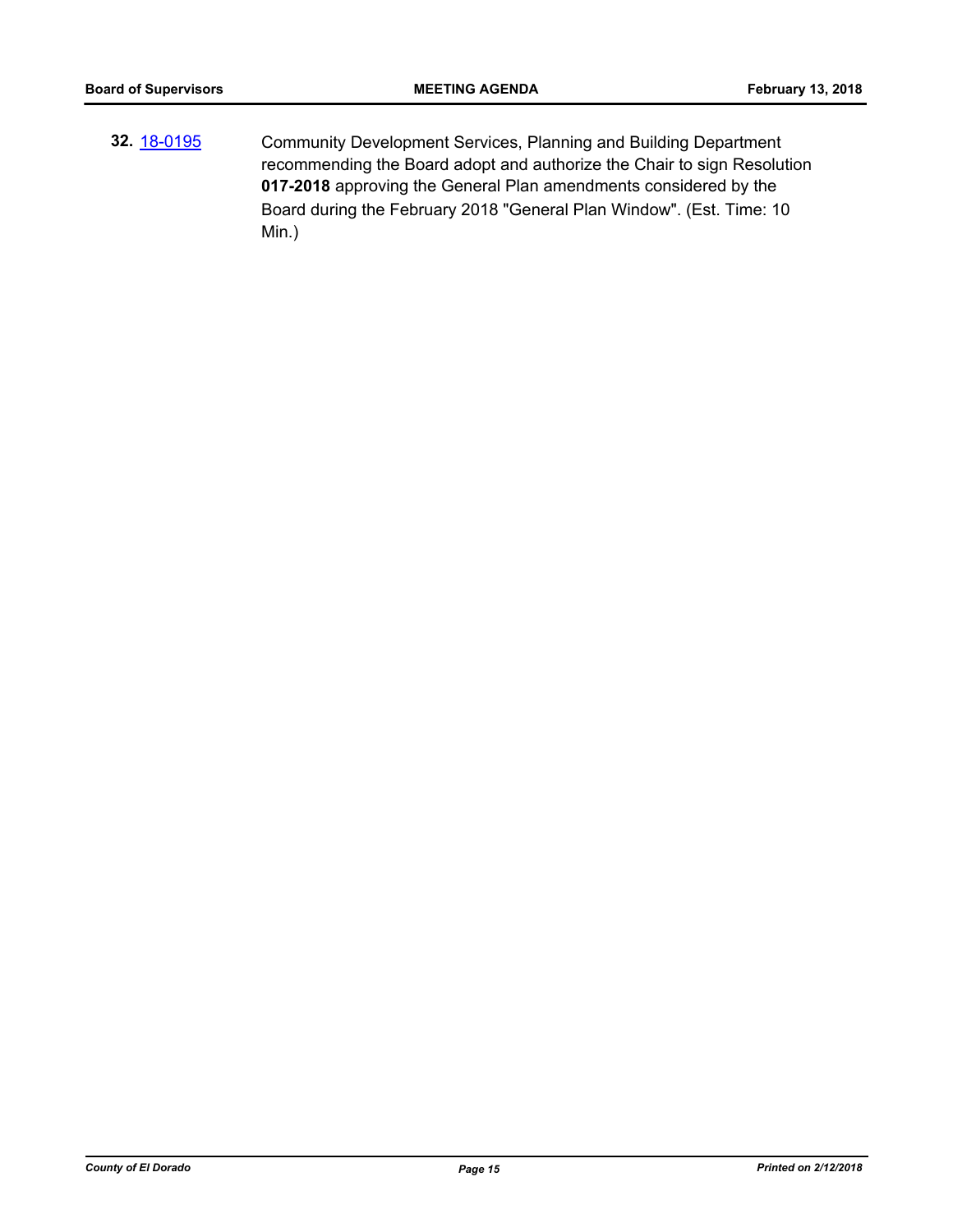**32.** [18-0195](18-0195) Community Development Services, Planning and Building Department recommending the Board adopt and authorize the Chair to sign Resolution **017-2018** approving the General Plan amendments considered by the Board during the February 2018 "General Plan Window". (Est. Time: 10 Min.)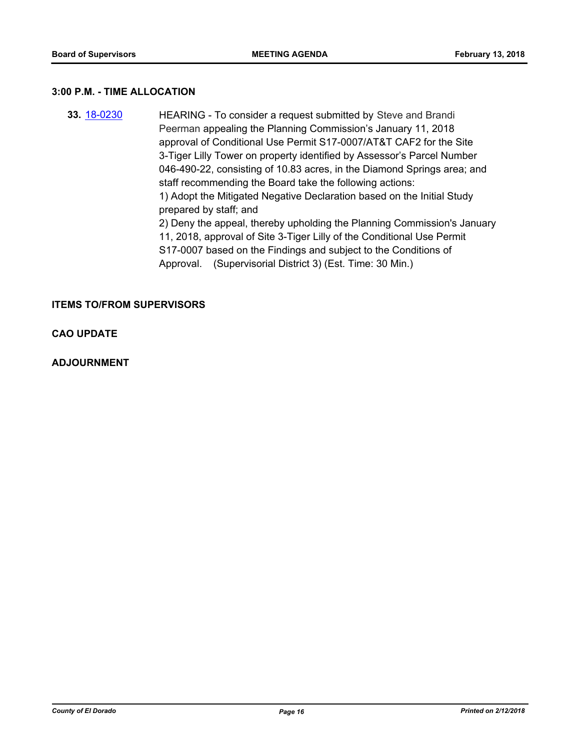### 3:00 P.M. - TIME ALLOCATION

**33.** 18-0230 HEARING - To consider a request submitted by Steve and Brandi Peerman appealing the Planning Commission's January 11, 2018 approval of Conditional Use Permit S17-0007/AT&T CAF2 for the Site 3-Tiger Lilly Tower on property identified by Assessor's Parcel Number 046-490-22, consisting of 10.83 acres, in the Diamond Springs area; and staff recommending the Board take the following actions:
1) Adopt the Mitigated Negative Declaration based on the Initial Study prepared by staff; and
2) Deny the appeal, thereby upholding the Planning Commission's January 11, 2018, approval of Site 3-Tiger Lilly of the Conditional Use Permit S17-0007 based on the Findings and subject to the Conditions of Approval. (Supervisorial District 3) (Est. Time: 30 Min.)

### ITEMS TO/FROM SUPERVISORS

### CAO UPDATE

### ADJOURNMENT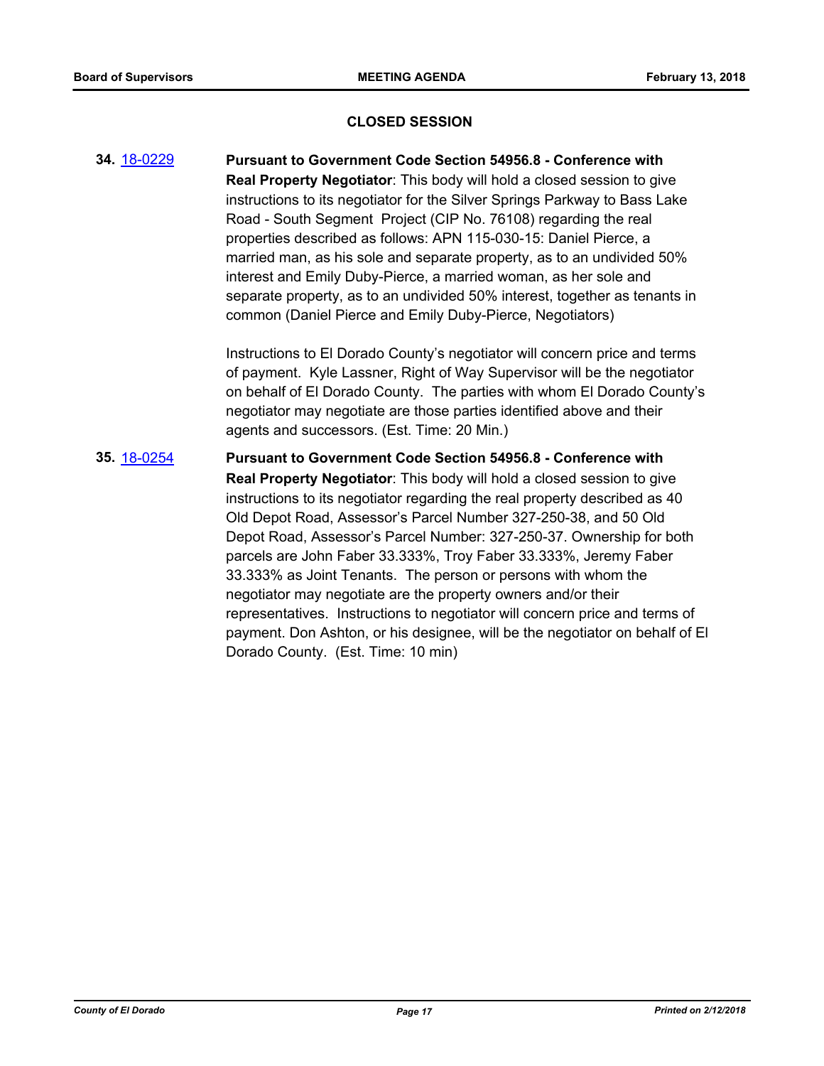## CLOSED SESSION

**34.** 18-0229 **Pursuant to Government Code Section 54956.8 - Conference with Real Property Negotiator**: This body will hold a closed session to give instructions to its negotiator for the Silver Springs Parkway to Bass Lake Road - South Segment Project (CIP No. 76108) regarding the real properties described as follows: APN 115-030-15: Daniel Pierce, a married man, as his sole and separate property, as to an undivided 50% interest and Emily Duby-Pierce, a married woman, as her sole and separate property, as to an undivided 50% interest, together as tenants in common (Daniel Pierce and Emily Duby-Pierce, Negotiators)

Instructions to El Dorado County's negotiator will concern price and terms of payment. Kyle Lassner, Right of Way Supervisor will be the negotiator on behalf of El Dorado County. The parties with whom El Dorado County's negotiator may negotiate are those parties identified above and their agents and successors. (Est. Time: 20 Min.)

**35.** 18-0254 **Pursuant to Government Code Section 54956.8 - Conference with Real Property Negotiator**: This body will hold a closed session to give instructions to its negotiator regarding the real property described as 40 Old Depot Road, Assessor's Parcel Number 327-250-38, and 50 Old Depot Road, Assessor's Parcel Number: 327-250-37. Ownership for both parcels are John Faber 33.333%, Troy Faber 33.333%, Jeremy Faber 33.333% as Joint Tenants. The person or persons with whom the negotiator may negotiate are the property owners and/or their representatives. Instructions to negotiator will concern price and terms of payment. Don Ashton, or his designee, will be the negotiator on behalf of El Dorado County. (Est. Time: 10 min)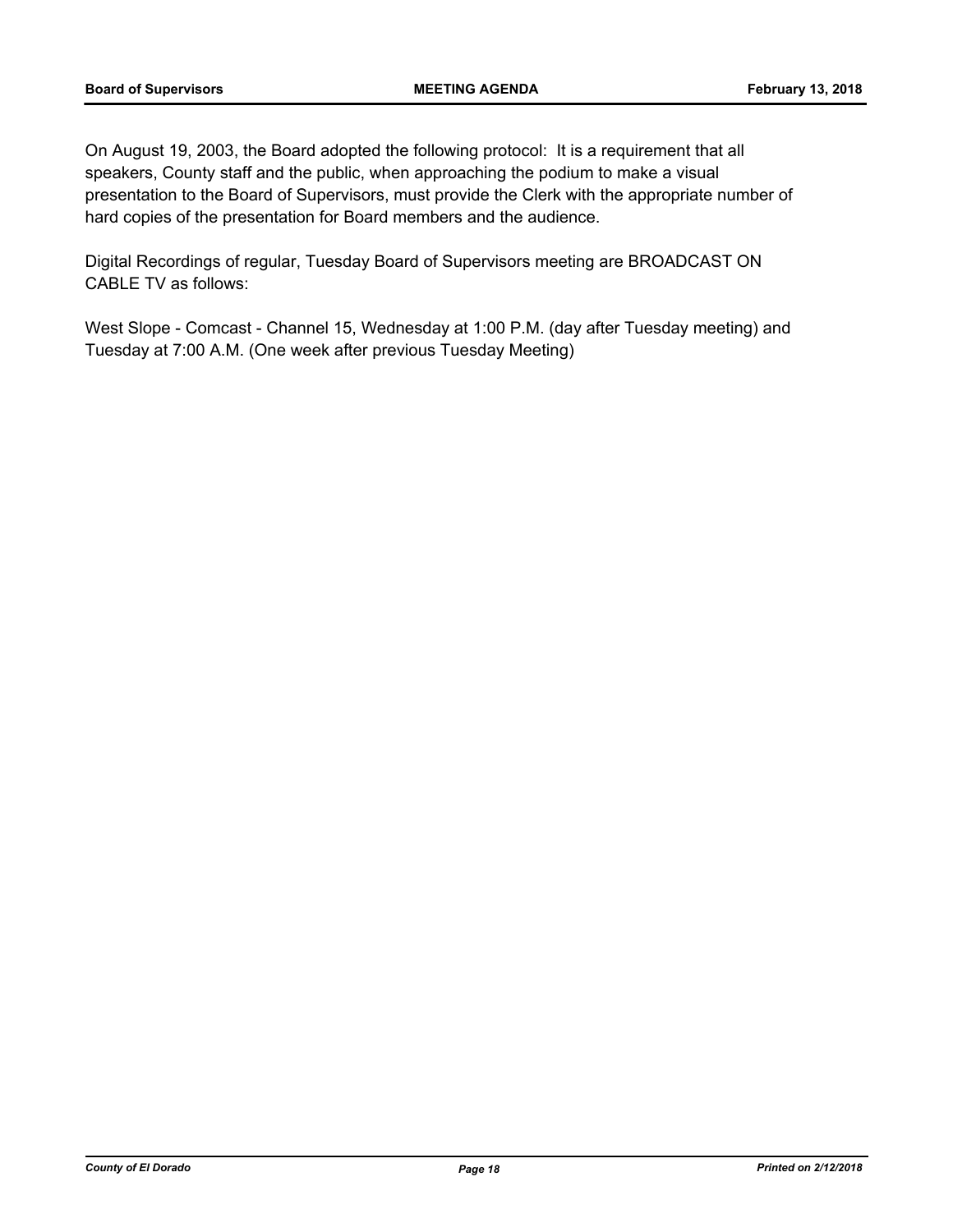On August 19, 2003, the Board adopted the following protocol:  It is a requirement that all speakers, County staff and the public, when approaching the podium to make a visual presentation to the Board of Supervisors, must provide the Clerk with the appropriate number of hard copies of the presentation for Board members and the audience.

Digital Recordings of regular, Tuesday Board of Supervisors meeting are BROADCAST ON CABLE TV as follows:

West Slope - Comcast - Channel 15, Wednesday at 1:00 P.M. (day after Tuesday meeting) and Tuesday at 7:00 A.M. (One week after previous Tuesday Meeting)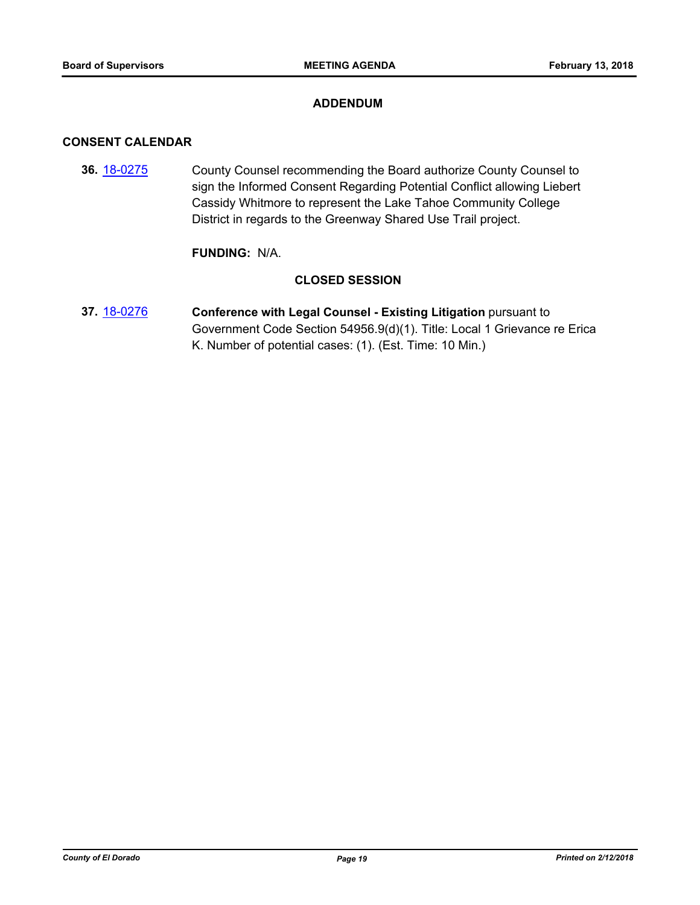## ADDENDUM

### CONSENT CALENDAR

**36.** 18-0275 County Counsel recommending the Board authorize County Counsel to sign the Informed Consent Regarding Potential Conflict allowing Liebert Cassidy Whitmore to represent the Lake Tahoe Community College District in regards to the Greenway Shared Use Trail project.

**FUNDING:** N/A.

### CLOSED SESSION

**37.** 18-0276 **Conference with Legal Counsel - Existing Litigation** pursuant to Government Code Section 54956.9(d)(1). Title: Local 1 Grievance re Erica K. Number of potential cases: (1). (Est. Time: 10 Min.)